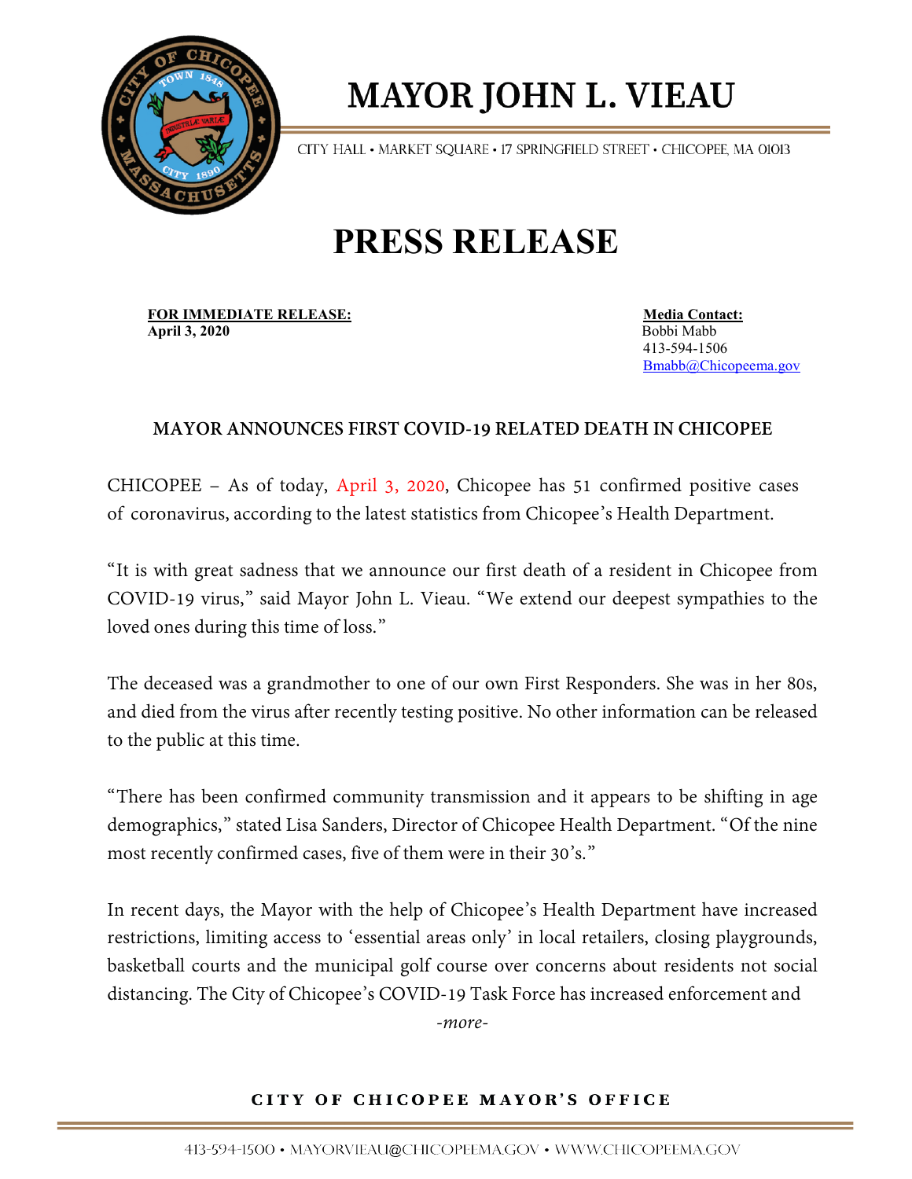# MAYOR JOHN L. VIEAU

CITY HALL • MARKET SQUARE • 17 SPRINGFIELD STREET • CHICOPEE, MA 01013

# PRESS RELEASE

**FOR IMMEDIATE RELEASE:**
**April 3, 2020**

**Media Contact:**
Bobbi Mabb
413-594-1506
Bmabb@Chicopeema.gov

**MAYOR ANNOUNCES FIRST COVID-19 RELATED DEATH IN CHICOPEE**

CHICOPEE – As of today, April 3, 2020, Chicopee has 51 confirmed positive cases of coronavirus, according to the latest statistics from Chicopee's Health Department.

"It is with great sadness that we announce our first death of a resident in Chicopee from COVID-19 virus," said Mayor John L. Vieau. "We extend our deepest sympathies to the loved ones during this time of loss."

The deceased was a grandmother to one of our own First Responders. She was in her 80s, and died from the virus after recently testing positive. No other information can be released to the public at this time.

"There has been confirmed community transmission and it appears to be shifting in age demographics," stated Lisa Sanders, Director of Chicopee Health Department. "Of the nine most recently confirmed cases, five of them were in their 30's."

In recent days, the Mayor with the help of Chicopee's Health Department have increased restrictions, limiting access to 'essential areas only' in local retailers, closing playgrounds, basketball courts and the municipal golf course over concerns about residents not social distancing. The City of Chicopee's COVID-19 Task Force has increased enforcement and

*-more-*

**CITY OF CHICOPEE MAYOR'S OFFICE**

413-594-1500 • MAYORVIEAU@CHICOPEEMA.GOV • WWW.CHICOPEEMA.GOV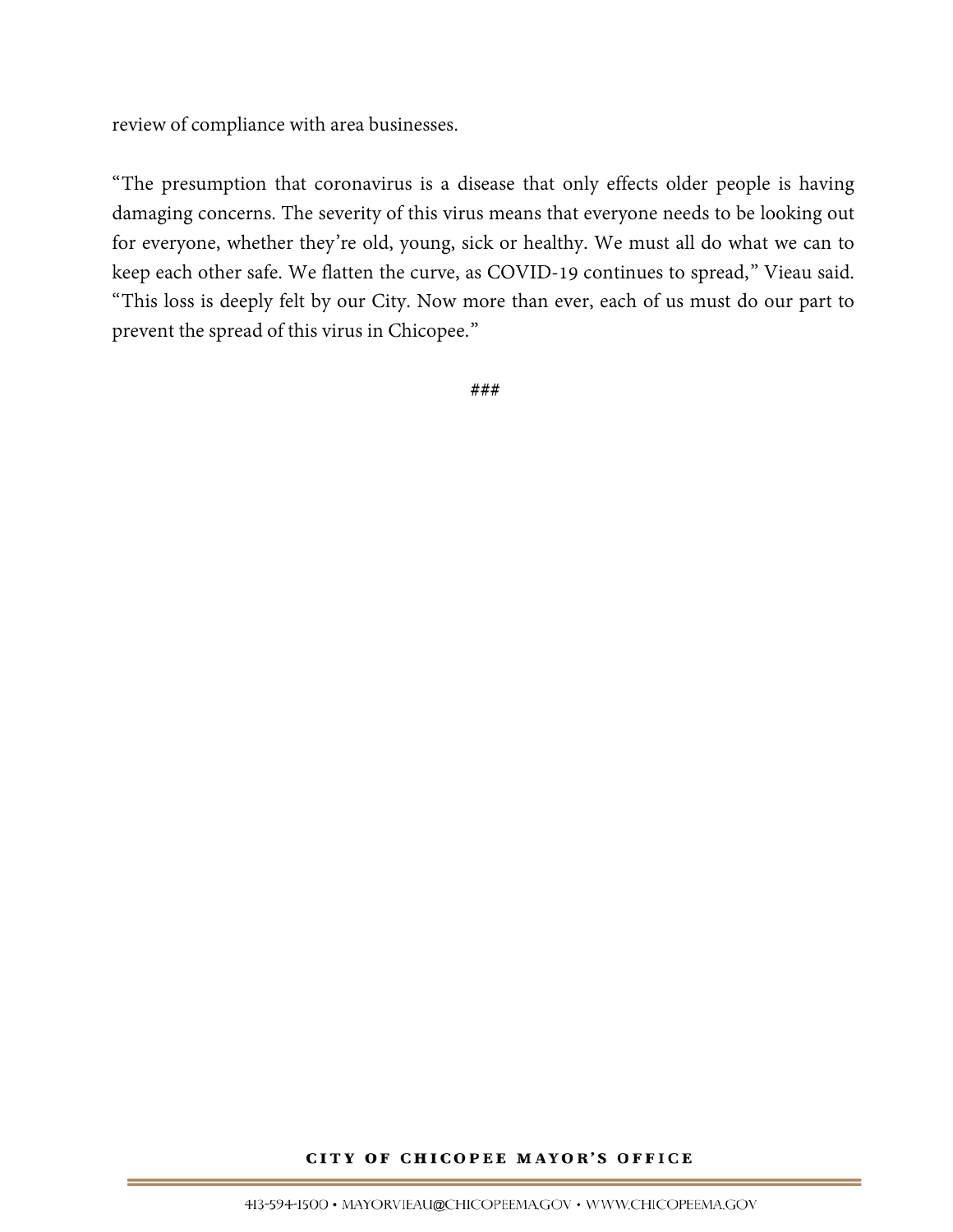review of compliance with area businesses.

"The presumption that coronavirus is a disease that only effects older people is having damaging concerns. The severity of this virus means that everyone needs to be looking out for everyone, whether they're old, young, sick or healthy. We must all do what we can to keep each other safe. We flatten the curve, as COVID-19 continues to spread," Vieau said. "This loss is deeply felt by our City. Now more than ever, each of us must do our part to prevent the spread of this virus in Chicopee."

###